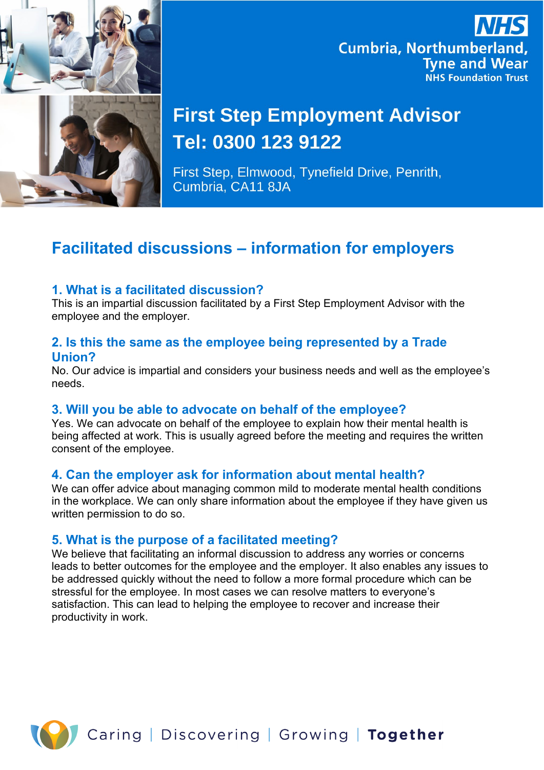NHS
Cumbria, Northumberland, Tyne and Wear
NHS Foundation Trust

# First Step Employment Advisor

**Tel: 0300 123 9122**

First Step, Elmwood, Tynefield Drive, Penrith, Cumbria, CA11 8JA

## Facilitated discussions – information for employers

### 1. What is a facilitated discussion?

This is an impartial discussion facilitated by a First Step Employment Advisor with the employee and the employer.

### 2. Is this the same as the employee being represented by a Trade Union?

No. Our advice is impartial and considers your business needs and well as the employee's needs.

### 3. Will you be able to advocate on behalf of the employee?

Yes. We can advocate on behalf of the employee to explain how their mental health is being affected at work. This is usually agreed before the meeting and requires the written consent of the employee.

### 4. Can the employer ask for information about mental health?

We can offer advice about managing common mild to moderate mental health conditions in the workplace. We can only share information about the employee if they have given us written permission to do so.

### 5. What is the purpose of a facilitated meeting?

We believe that facilitating an informal discussion to address any worries or concerns leads to better outcomes for the employee and the employer. It also enables any issues to be addressed quickly without the need to follow a more formal procedure which can be stressful for the employee. In most cases we can resolve matters to everyone's satisfaction. This can lead to helping the employee to recover and increase their productivity in work.

Caring | Discovering | Growing | **Together**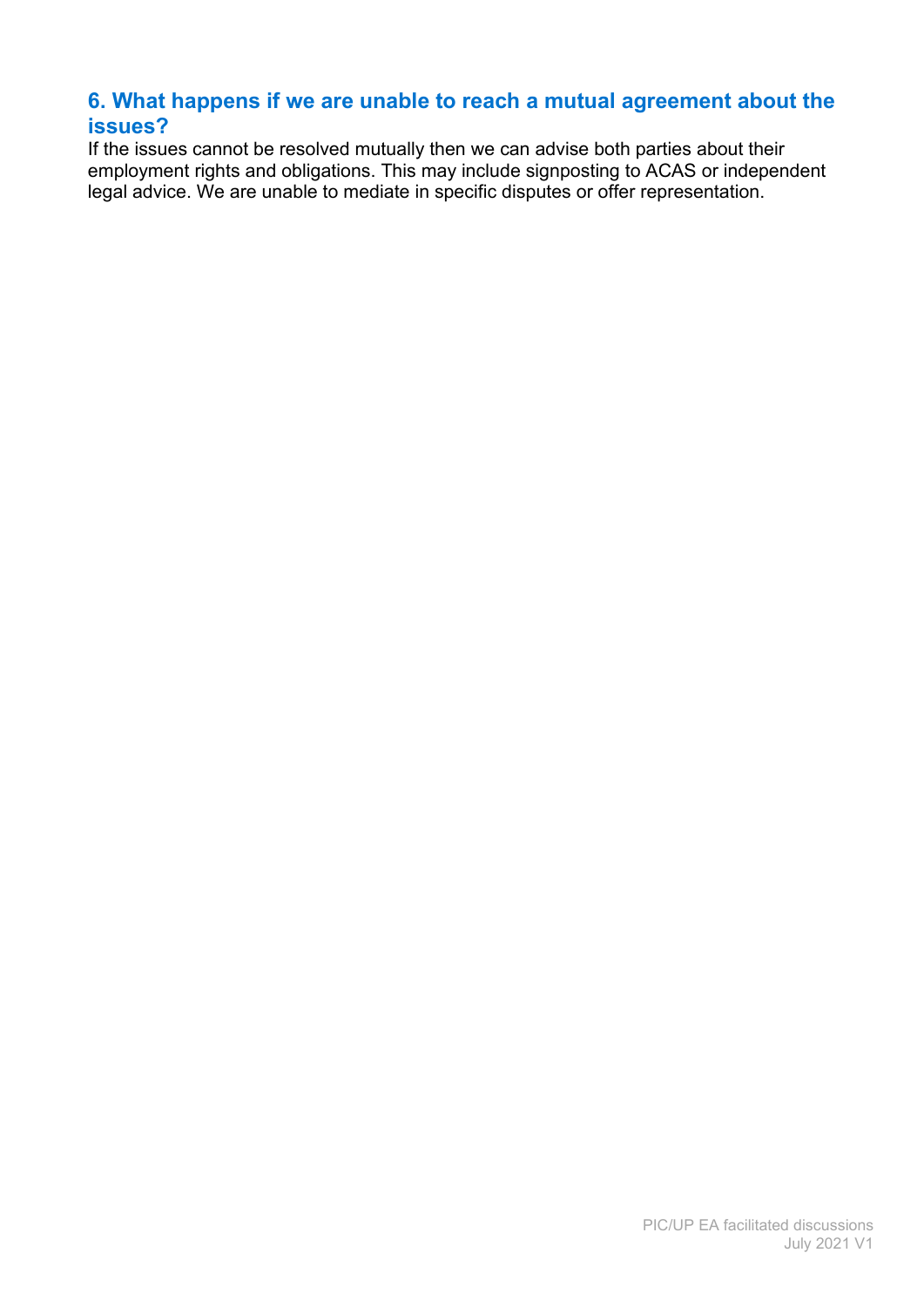## 6. What happens if we are unable to reach a mutual agreement about the issues?

If the issues cannot be resolved mutually then we can advise both parties about their employment rights and obligations. This may include signposting to ACAS or independent legal advice. We are unable to mediate in specific disputes or offer representation.